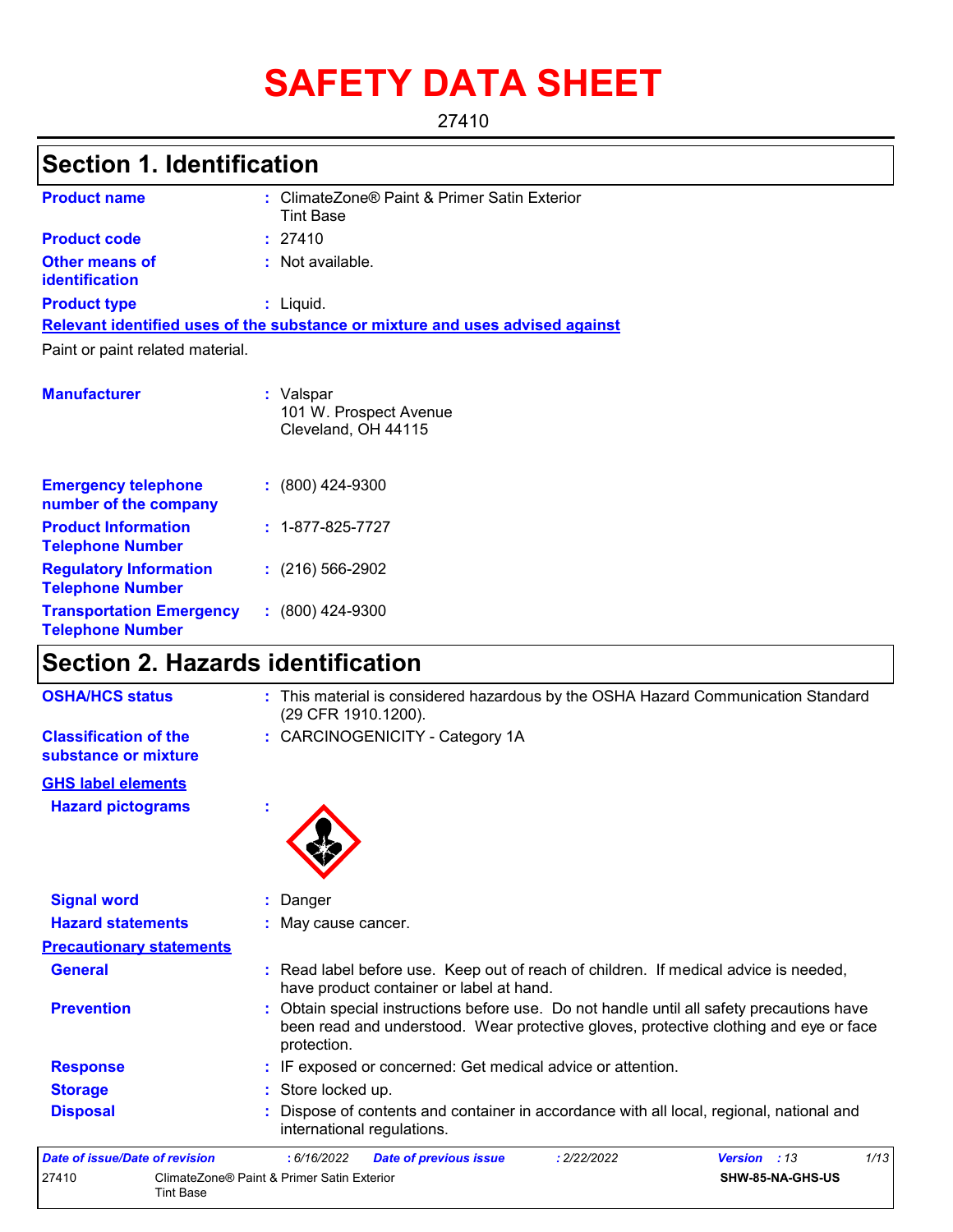# SAFETY DATA SHEET

27410

## Section 1. Identification

**Product name** : ClimateZone® Paint & Primer Satin Exterior Tint Base

**Product code** : 27410

**Other means of identification** : Not available.

**Product type** : Liquid.

**Relevant identified uses of the substance or mixture and uses advised against**

Paint or paint related material.

**Manufacturer** : Valspar
101 W. Prospect Avenue
Cleveland, OH 44115

**Emergency telephone number of the company** : (800) 424-9300

**Product Information Telephone Number** : 1-877-825-7727

**Regulatory Information Telephone Number** : (216) 566-2902

**Transportation Emergency Telephone Number** : (800) 424-9300

## Section 2. Hazards identification

**OSHA/HCS status** : This material is considered hazardous by the OSHA Hazard Communication Standard (29 CFR 1910.1200).

**Classification of the substance or mixture** : CARCINOGENICITY - Category 1A

**GHS label elements**

**Hazard pictograms** :

**Signal word** : Danger

**Hazard statements** : May cause cancer.

**Precautionary statements**

**General** : Read label before use. Keep out of reach of children. If medical advice is needed, have product container or label at hand.

**Prevention** : Obtain special instructions before use. Do not handle until all safety precautions have been read and understood. Wear protective gloves, protective clothing and eye or face protection.

**Response** : IF exposed or concerned: Get medical advice or attention.

**Storage** : Store locked up.

**Disposal** : Dispose of contents and container in accordance with all local, regional, national and international regulations.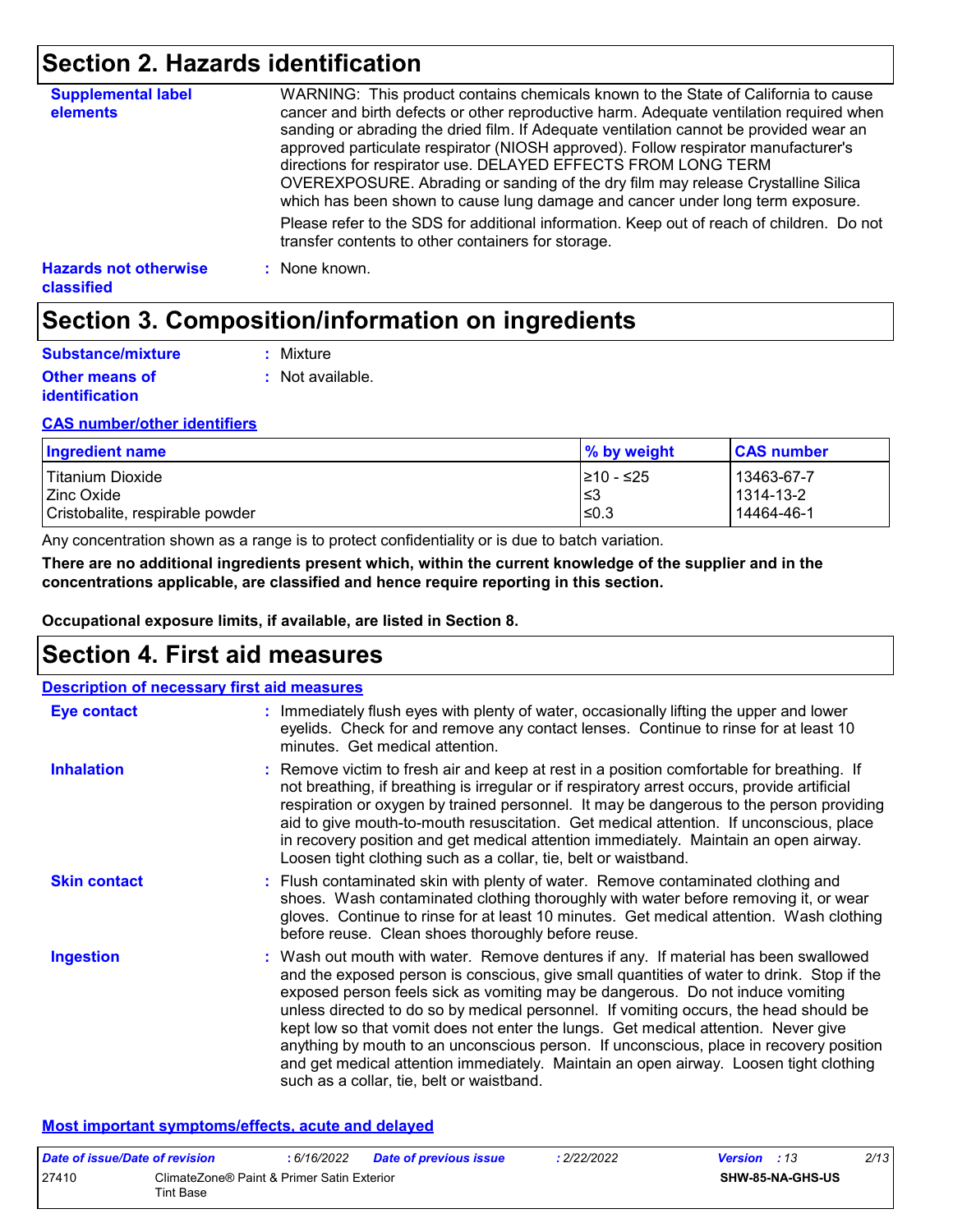## Section 2. Hazards identification

**Supplemental label elements**

WARNING: This product contains chemicals known to the State of California to cause cancer and birth defects or other reproductive harm. Adequate ventilation required when sanding or abrading the dried film. If Adequate ventilation cannot be provided wear an approved particulate respirator (NIOSH approved). Follow respirator manufacturer's directions for respirator use. DELAYED EFFECTS FROM LONG TERM OVEREXPOSURE. Abrading or sanding of the dry film may release Crystalline Silica which has been shown to cause lung damage and cancer under long term exposure.

Please refer to the SDS for additional information. Keep out of reach of children. Do not transfer contents to other containers for storage.

**Hazards not otherwise classified** : None known.

## Section 3. Composition/information on ingredients

**Substance/mixture** : Mixture

**Other means of identification** : Not available.

**CAS number/other identifiers**

| Ingredient name | % by weight | CAS number |
|---|---|---|
| Titanium Dioxide | ≥10 - ≤25 | 13463-67-7 |
| Zinc Oxide | ≤3 | 1314-13-2 |
| Cristobalite, respirable powder | ≤0.3 | 14464-46-1 |

Any concentration shown as a range is to protect confidentiality or is due to batch variation.

**There are no additional ingredients present which, within the current knowledge of the supplier and in the concentrations applicable, are classified and hence require reporting in this section.**

**Occupational exposure limits, if available, are listed in Section 8.**

## Section 4. First aid measures

**Description of necessary first aid measures**

**Eye contact** : Immediately flush eyes with plenty of water, occasionally lifting the upper and lower eyelids. Check for and remove any contact lenses. Continue to rinse for at least 10 minutes. Get medical attention.

**Inhalation** : Remove victim to fresh air and keep at rest in a position comfortable for breathing. If not breathing, if breathing is irregular or if respiratory arrest occurs, provide artificial respiration or oxygen by trained personnel. It may be dangerous to the person providing aid to give mouth-to-mouth resuscitation. Get medical attention. If unconscious, place in recovery position and get medical attention immediately. Maintain an open airway. Loosen tight clothing such as a collar, tie, belt or waistband.

**Skin contact** : Flush contaminated skin with plenty of water. Remove contaminated clothing and shoes. Wash contaminated clothing thoroughly with water before removing it, or wear gloves. Continue to rinse for at least 10 minutes. Get medical attention. Wash clothing before reuse. Clean shoes thoroughly before reuse.

**Ingestion** : Wash out mouth with water. Remove dentures if any. If material has been swallowed and the exposed person is conscious, give small quantities of water to drink. Stop if the exposed person feels sick as vomiting may be dangerous. Do not induce vomiting unless directed to do so by medical personnel. If vomiting occurs, the head should be kept low so that vomit does not enter the lungs. Get medical attention. Never give anything by mouth to an unconscious person. If unconscious, place in recovery position and get medical attention immediately. Maintain an open airway. Loosen tight clothing such as a collar, tie, belt or waistband.

**Most important symptoms/effects, acute and delayed**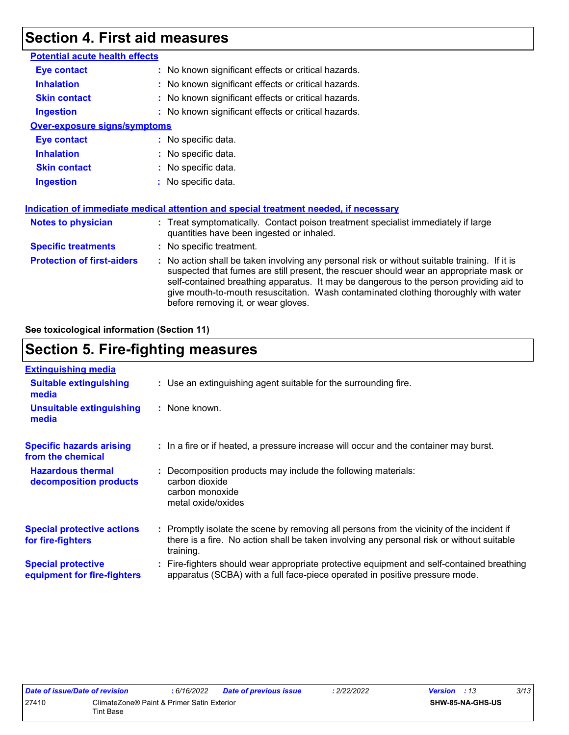# Section 4. First aid measures

**Potential acute health effects**

| | |
|---|---|
| **Eye contact** | : No known significant effects or critical hazards. |
| **Inhalation** | : No known significant effects or critical hazards. |
| **Skin contact** | : No known significant effects or critical hazards. |
| **Ingestion** | : No known significant effects or critical hazards. |

**Over-exposure signs/symptoms**

| | |
|---|---|
| **Eye contact** | : No specific data. |
| **Inhalation** | : No specific data. |
| **Skin contact** | : No specific data. |
| **Ingestion** | : No specific data. |

**Indication of immediate medical attention and special treatment needed, if necessary**

| | |
|---|---|
| **Notes to physician** | : Treat symptomatically. Contact poison treatment specialist immediately if large quantities have been ingested or inhaled. |
| **Specific treatments** | : No specific treatment. |
| **Protection of first-aiders** | : No action shall be taken involving any personal risk or without suitable training. If it is suspected that fumes are still present, the rescuer should wear an appropriate mask or self-contained breathing apparatus. It may be dangerous to the person providing aid to give mouth-to-mouth resuscitation. Wash contaminated clothing thoroughly with water before removing it, or wear gloves. |

**See toxicological information (Section 11)**

# Section 5. Fire-fighting measures

**Extinguishing media**

| | |
|---|---|
| **Suitable extinguishing media** | : Use an extinguishing agent suitable for the surrounding fire. |
| **Unsuitable extinguishing media** | : None known. |
| **Specific hazards arising from the chemical** | : In a fire or if heated, a pressure increase will occur and the container may burst. |
| **Hazardous thermal decomposition products** | : Decomposition products may include the following materials: carbon dioxide, carbon monoxide, metal oxide/oxides |
| **Special protective actions for fire-fighters** | : Promptly isolate the scene by removing all persons from the vicinity of the incident if there is a fire. No action shall be taken involving any personal risk or without suitable training. |
| **Special protective equipment for fire-fighters** | : Fire-fighters should wear appropriate protective equipment and self-contained breathing apparatus (SCBA) with a full face-piece operated in positive pressure mode. |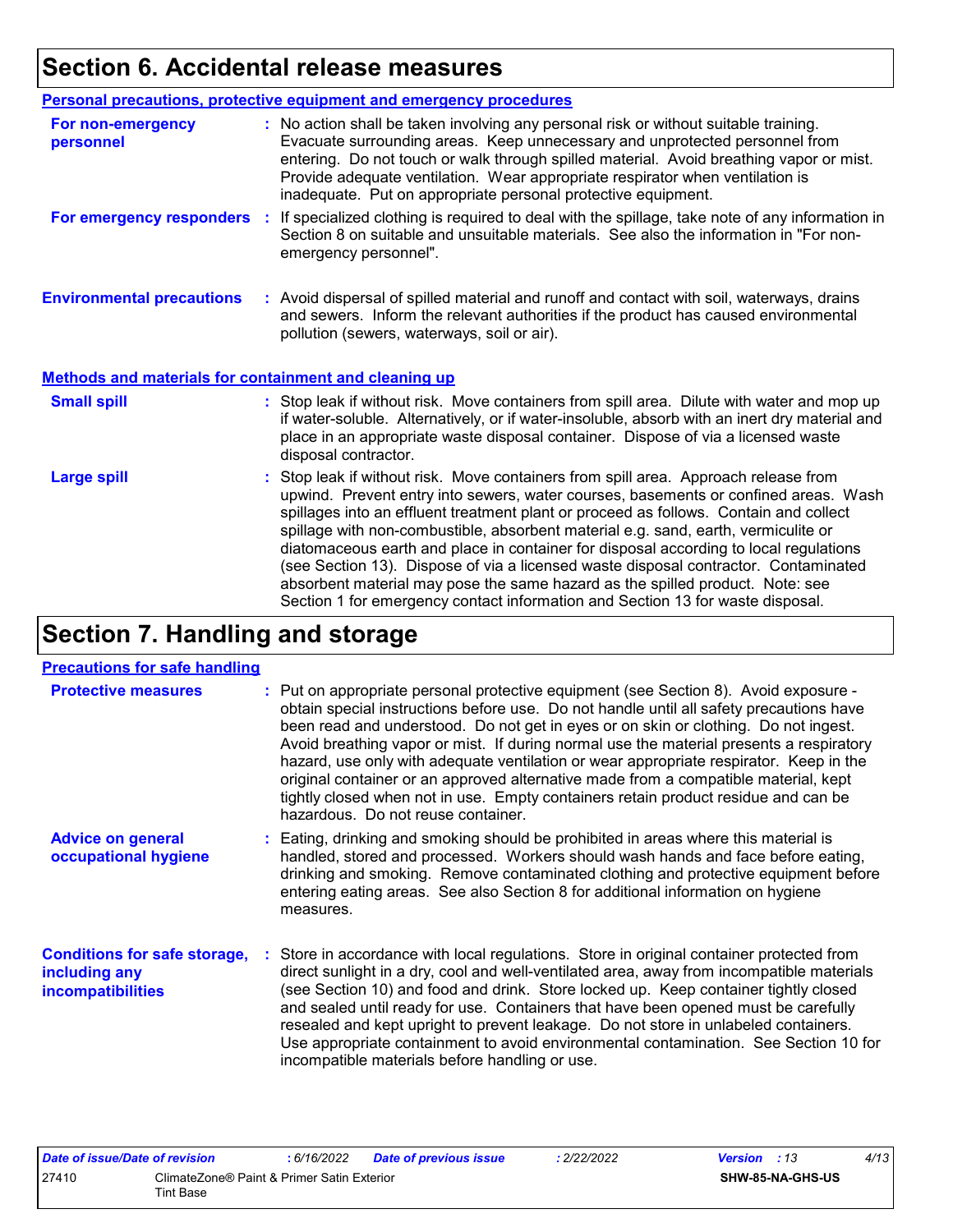# Section 6. Accidental release measures

## Personal precautions, protective equipment and emergency procedures

**For non-emergency personnel** : No action shall be taken involving any personal risk or without suitable training. Evacuate surrounding areas. Keep unnecessary and unprotected personnel from entering. Do not touch or walk through spilled material. Avoid breathing vapor or mist. Provide adequate ventilation. Wear appropriate respirator when ventilation is inadequate. Put on appropriate personal protective equipment.

**For emergency responders** : If specialized clothing is required to deal with the spillage, take note of any information in Section 8 on suitable and unsuitable materials. See also the information in "For non-emergency personnel".

**Environmental precautions** : Avoid dispersal of spilled material and runoff and contact with soil, waterways, drains and sewers. Inform the relevant authorities if the product has caused environmental pollution (sewers, waterways, soil or air).

## Methods and materials for containment and cleaning up

**Small spill** : Stop leak if without risk. Move containers from spill area. Dilute with water and mop up if water-soluble. Alternatively, or if water-insoluble, absorb with an inert dry material and place in an appropriate waste disposal container. Dispose of via a licensed waste disposal contractor.

**Large spill** : Stop leak if without risk. Move containers from spill area. Approach release from upwind. Prevent entry into sewers, water courses, basements or confined areas. Wash spillages into an effluent treatment plant or proceed as follows. Contain and collect spillage with non-combustible, absorbent material e.g. sand, earth, vermiculite or diatomaceous earth and place in container for disposal according to local regulations (see Section 13). Dispose of via a licensed waste disposal contractor. Contaminated absorbent material may pose the same hazard as the spilled product. Note: see Section 1 for emergency contact information and Section 13 for waste disposal.

# Section 7. Handling and storage

## Precautions for safe handling

**Protective measures** : Put on appropriate personal protective equipment (see Section 8). Avoid exposure - obtain special instructions before use. Do not handle until all safety precautions have been read and understood. Do not get in eyes or on skin or clothing. Do not ingest. Avoid breathing vapor or mist. If during normal use the material presents a respiratory hazard, use only with adequate ventilation or wear appropriate respirator. Keep in the original container or an approved alternative made from a compatible material, kept tightly closed when not in use. Empty containers retain product residue and can be hazardous. Do not reuse container.

**Advice on general occupational hygiene** : Eating, drinking and smoking should be prohibited in areas where this material is handled, stored and processed. Workers should wash hands and face before eating, drinking and smoking. Remove contaminated clothing and protective equipment before entering eating areas. See also Section 8 for additional information on hygiene measures.

**Conditions for safe storage, including any incompatibilities** : Store in accordance with local regulations. Store in original container protected from direct sunlight in a dry, cool and well-ventilated area, away from incompatible materials (see Section 10) and food and drink. Store locked up. Keep container tightly closed and sealed until ready for use. Containers that have been opened must be carefully resealed and kept upright to prevent leakage. Do not store in unlabeled containers. Use appropriate containment to avoid environmental contamination. See Section 10 for incompatible materials before handling or use.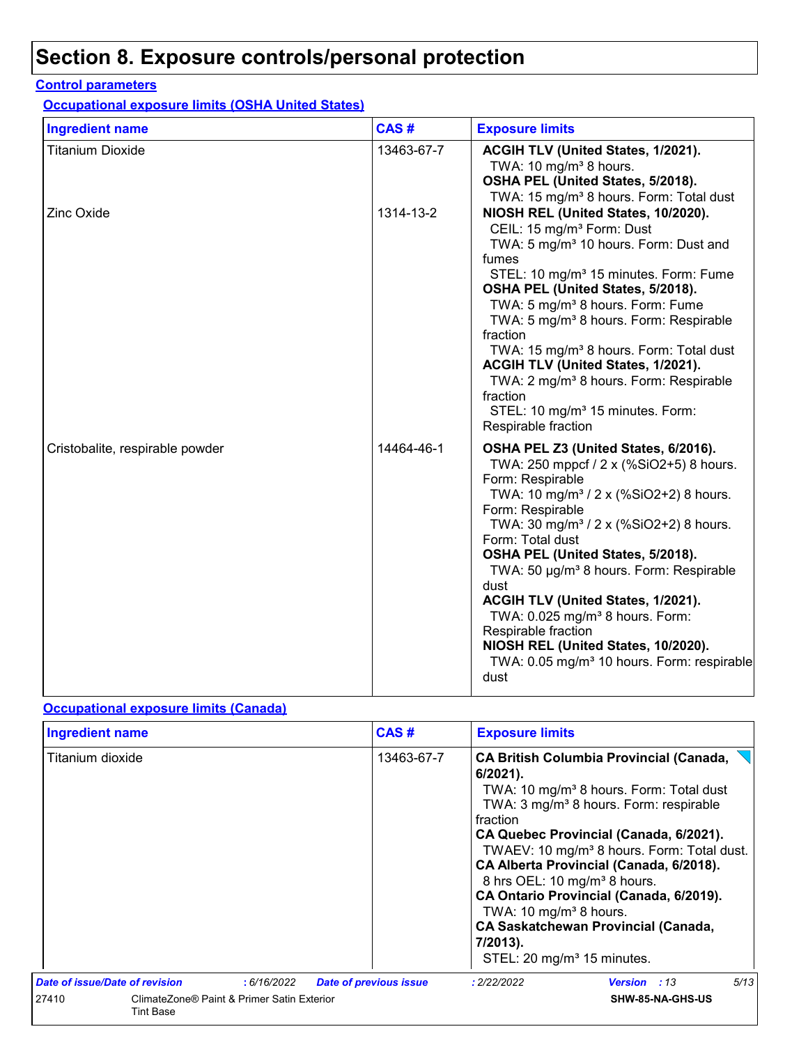# Section 8. Exposure controls/personal protection

## Control parameters

### Occupational exposure limits (OSHA United States)

| Ingredient name | CAS # | Exposure limits |
|---|---|---|
| Titanium Dioxide | 13463-67-7 | **ACGIH TLV (United States, 1/2021).**<br>TWA: 10 mg/m³ 8 hours.<br>**OSHA PEL (United States, 5/2018).**<br>TWA: 15 mg/m³ 8 hours. Form: Total dust |
| Zinc Oxide | 1314-13-2 | **NIOSH REL (United States, 10/2020).**<br>CEIL: 15 mg/m³ Form: Dust<br>TWA: 5 mg/m³ 10 hours. Form: Dust and fumes<br>STEL: 10 mg/m³ 15 minutes. Form: Fume<br>**OSHA PEL (United States, 5/2018).**<br>TWA: 5 mg/m³ 8 hours. Form: Fume<br>TWA: 5 mg/m³ 8 hours. Form: Respirable fraction<br>TWA: 15 mg/m³ 8 hours. Form: Total dust<br>**ACGIH TLV (United States, 1/2021).**<br>TWA: 2 mg/m³ 8 hours. Form: Respirable fraction<br>STEL: 10 mg/m³ 15 minutes. Form: Respirable fraction |
| Cristobalite, respirable powder | 14464-46-1 | **OSHA PEL Z3 (United States, 6/2016).**<br>TWA: 250 mppcf / 2 x (%SiO2+5) 8 hours. Form: Respirable<br>TWA: 10 mg/m³ / 2 x (%SiO2+2) 8 hours. Form: Respirable<br>TWA: 30 mg/m³ / 2 x (%SiO2+2) 8 hours. Form: Total dust<br>**OSHA PEL (United States, 5/2018).**<br>TWA: 50 µg/m³ 8 hours. Form: Respirable dust<br>**ACGIH TLV (United States, 1/2021).**<br>TWA: 0.025 mg/m³ 8 hours. Form: Respirable fraction<br>**NIOSH REL (United States, 10/2020).**<br>TWA: 0.05 mg/m³ 10 hours. Form: respirable dust |

### Occupational exposure limits (Canada)

| Ingredient name | CAS # | Exposure limits |
|---|---|---|
| Titanium dioxide | 13463-67-7 | **CA British Columbia Provincial (Canada, 6/2021).**<br>TWA: 10 mg/m³ 8 hours. Form: Total dust<br>TWA: 3 mg/m³ 8 hours. Form: respirable fraction<br>**CA Quebec Provincial (Canada, 6/2021).**<br>TWAEV: 10 mg/m³ 8 hours. Form: Total dust.<br>**CA Alberta Provincial (Canada, 6/2018).**<br>8 hrs OEL: 10 mg/m³ 8 hours.<br>**CA Ontario Provincial (Canada, 6/2019).**<br>TWA: 10 mg/m³ 8 hours.<br>**CA Saskatchewan Provincial (Canada, 7/2013).**<br>STEL: 20 mg/m³ 15 minutes. |

*Date of issue/Date of revision* : 6/16/2022 *Date of previous issue* : 2/22/2022 *Version* : 13

27410 ClimateZone® Paint & Primer Satin Exterior Tint Base SHW-85-NA-GHS-US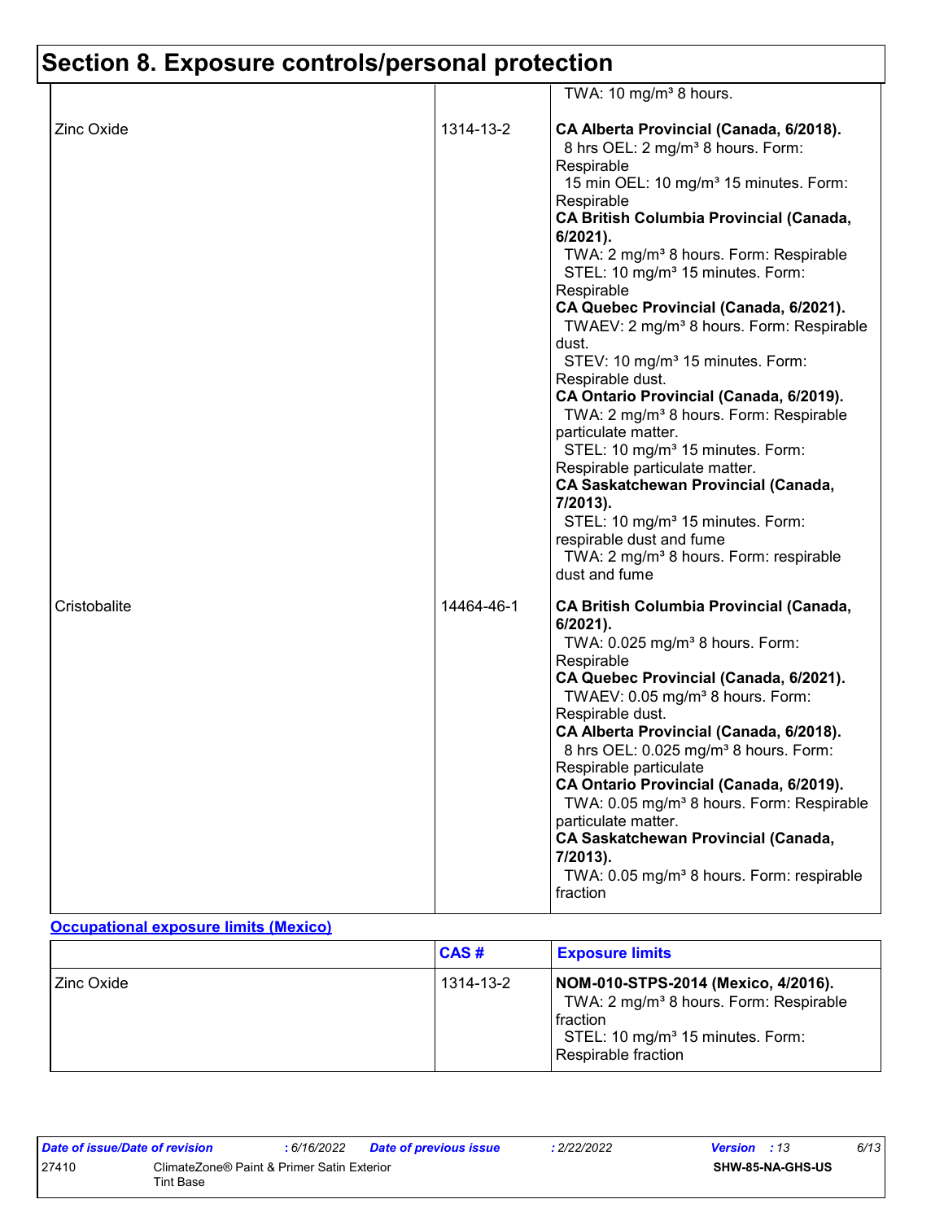# Section 8. Exposure controls/personal protection

| | | |
|---|---|---|
| | | TWA: 10 mg/m³ 8 hours. |
| Zinc Oxide | 1314-13-2 | **CA Alberta Provincial (Canada, 6/2018).**<br>8 hrs OEL: 2 mg/m³ 8 hours. Form: Respirable<br>15 min OEL: 10 mg/m³ 15 minutes. Form: Respirable<br>**CA British Columbia Provincial (Canada, 6/2021).**<br>TWA: 2 mg/m³ 8 hours. Form: Respirable<br>STEL: 10 mg/m³ 15 minutes. Form: Respirable<br>**CA Quebec Provincial (Canada, 6/2021).**<br>TWAEV: 2 mg/m³ 8 hours. Form: Respirable dust.<br>STEV: 10 mg/m³ 15 minutes. Form: Respirable dust.<br>**CA Ontario Provincial (Canada, 6/2019).**<br>TWA: 2 mg/m³ 8 hours. Form: Respirable particulate matter.<br>STEL: 10 mg/m³ 15 minutes. Form: Respirable particulate matter.<br>**CA Saskatchewan Provincial (Canada, 7/2013).**<br>STEL: 10 mg/m³ 15 minutes. Form: respirable dust and fume<br>TWA: 2 mg/m³ 8 hours. Form: respirable dust and fume |
| Cristobalite | 14464-46-1 | **CA British Columbia Provincial (Canada, 6/2021).**<br>TWA: 0.025 mg/m³ 8 hours. Form: Respirable<br>**CA Quebec Provincial (Canada, 6/2021).**<br>TWAEV: 0.05 mg/m³ 8 hours. Form: Respirable dust.<br>**CA Alberta Provincial (Canada, 6/2018).**<br>8 hrs OEL: 0.025 mg/m³ 8 hours. Form: Respirable particulate<br>**CA Ontario Provincial (Canada, 6/2019).**<br>TWA: 0.05 mg/m³ 8 hours. Form: Respirable particulate matter.<br>**CA Saskatchewan Provincial (Canada, 7/2013).**<br>TWA: 0.05 mg/m³ 8 hours. Form: respirable fraction |

**Occupational exposure limits (Mexico)**

| | CAS # | Exposure limits |
|---|---|---|
| Zinc Oxide | 1314-13-2 | **NOM-010-STPS-2014 (Mexico, 4/2016).**<br>TWA: 2 mg/m³ 8 hours. Form: Respirable fraction<br>STEL: 10 mg/m³ 15 minutes. Form: Respirable fraction |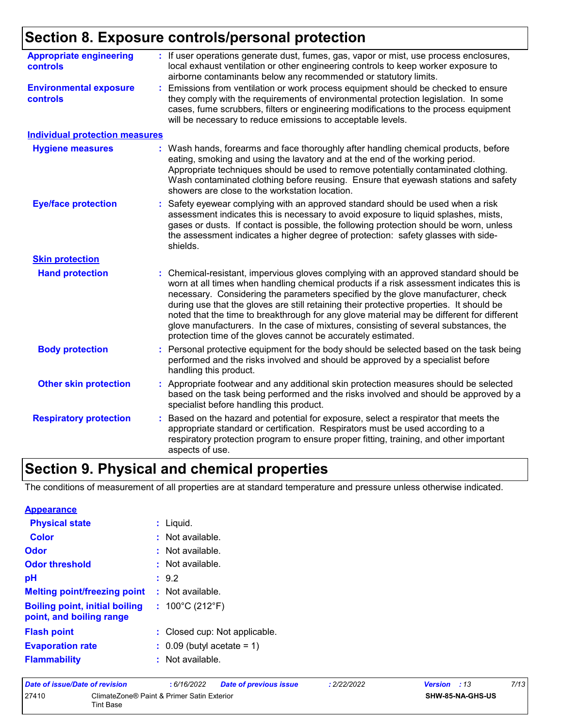## Section 8. Exposure controls/personal protection

**Appropriate engineering controls** : If user operations generate dust, fumes, gas, vapor or mist, use process enclosures, local exhaust ventilation or other engineering controls to keep worker exposure to airborne contaminants below any recommended or statutory limits.

**Environmental exposure controls** : Emissions from ventilation or work process equipment should be checked to ensure they comply with the requirements of environmental protection legislation. In some cases, fume scrubbers, filters or engineering modifications to the process equipment will be necessary to reduce emissions to acceptable levels.

### Individual protection measures

**Hygiene measures** : Wash hands, forearms and face thoroughly after handling chemical products, before eating, smoking and using the lavatory and at the end of the working period. Appropriate techniques should be used to remove potentially contaminated clothing. Wash contaminated clothing before reusing. Ensure that eyewash stations and safety showers are close to the workstation location.

**Eye/face protection** : Safety eyewear complying with an approved standard should be used when a risk assessment indicates this is necessary to avoid exposure to liquid splashes, mists, gases or dusts. If contact is possible, the following protection should be worn, unless the assessment indicates a higher degree of protection: safety glasses with side-shields.

**Skin protection**

**Hand protection** : Chemical-resistant, impervious gloves complying with an approved standard should be worn at all times when handling chemical products if a risk assessment indicates this is necessary. Considering the parameters specified by the glove manufacturer, check during use that the gloves are still retaining their protective properties. It should be noted that the time to breakthrough for any glove material may be different for different glove manufacturers. In the case of mixtures, consisting of several substances, the protection time of the gloves cannot be accurately estimated.

**Body protection** : Personal protective equipment for the body should be selected based on the task being performed and the risks involved and should be approved by a specialist before handling this product.

**Other skin protection** : Appropriate footwear and any additional skin protection measures should be selected based on the task being performed and the risks involved and should be approved by a specialist before handling this product.

**Respiratory protection** : Based on the hazard and potential for exposure, select a respirator that meets the appropriate standard or certification. Respirators must be used according to a respiratory protection program to ensure proper fitting, training, and other important aspects of use.

## Section 9. Physical and chemical properties

The conditions of measurement of all properties are at standard temperature and pressure unless otherwise indicated.

**Appearance**

**Physical state** : Liquid.

**Color** : Not available.

**Odor** : Not available.

**Odor threshold** : Not available.

**pH** : 9.2

**Melting point/freezing point** : Not available.

**Boiling point, initial boiling point, and boiling range** : 100°C (212°F)

**Flash point** : Closed cup: Not applicable.

**Evaporation rate** : 0.09 (butyl acetate = 1)

**Flammability** : Not available.

| Date of issue/Date of revision | : 6/16/2022 | Date of previous issue | : 2/22/2022 | Version : 13 |
|---|---|---|---|---|
| 27410 | ClimateZone® Paint & Primer Satin Exterior Tint Base | | | SHW-85-NA-GHS-US |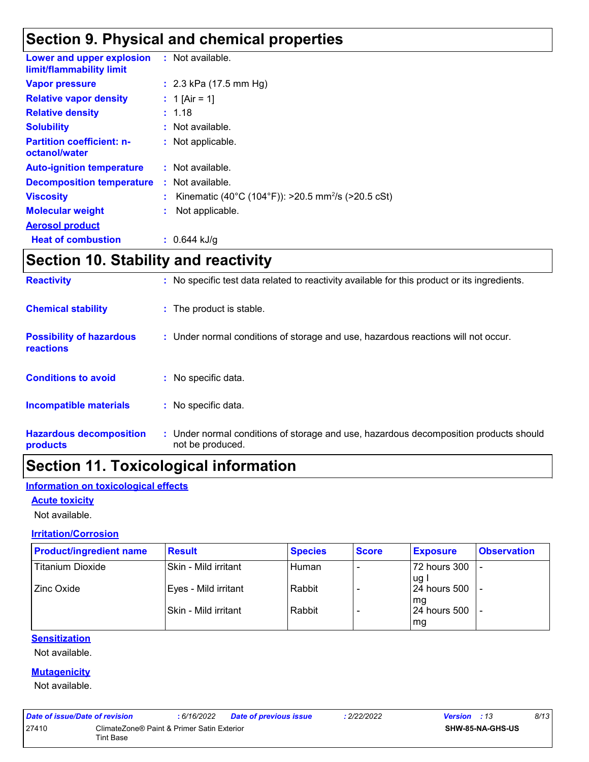# Section 9. Physical and chemical properties

**Lower and upper explosion limit/flammability limit** : Not available.

**Vapor pressure** : 2.3 kPa (17.5 mm Hg)

**Relative vapor density** : 1 [Air = 1]

**Relative density** : 1.18

**Solubility** : Not available.

**Partition coefficient: n-octanol/water** : Not applicable.

**Auto-ignition temperature** : Not available.

**Decomposition temperature** : Not available.

**Viscosity** : Kinematic (40°C (104°F)): >20.5 $mm^2/s$ (>20.5 cSt)

**Molecular weight** : Not applicable.

**Aerosol product**

**Heat of combustion** : 0.644 kJ/g

# Section 10. Stability and reactivity

**Reactivity** : No specific test data related to reactivity available for this product or its ingredients.

**Chemical stability** : The product is stable.

**Possibility of hazardous reactions** : Under normal conditions of storage and use, hazardous reactions will not occur.

**Conditions to avoid** : No specific data.

**Incompatible materials** : No specific data.

**Hazardous decomposition products** : Under normal conditions of storage and use, hazardous decomposition products should not be produced.

# Section 11. Toxicological information

## Information on toxicological effects

### Acute toxicity

Not available.

### Irritation/Corrosion

| Product/ingredient name | Result | Species | Score | Exposure | Observation |
|---|---|---|---|---|---|
| Titanium Dioxide | Skin - Mild irritant | Human | - | 72 hours 300 ug I | - |
| Zinc Oxide | Eyes - Mild irritant | Rabbit | - | 24 hours 500 mg | - |
| | Skin - Mild irritant | Rabbit | - | 24 hours 500 mg | - |

### Sensitization

Not available.

### Mutagenicity

Not available.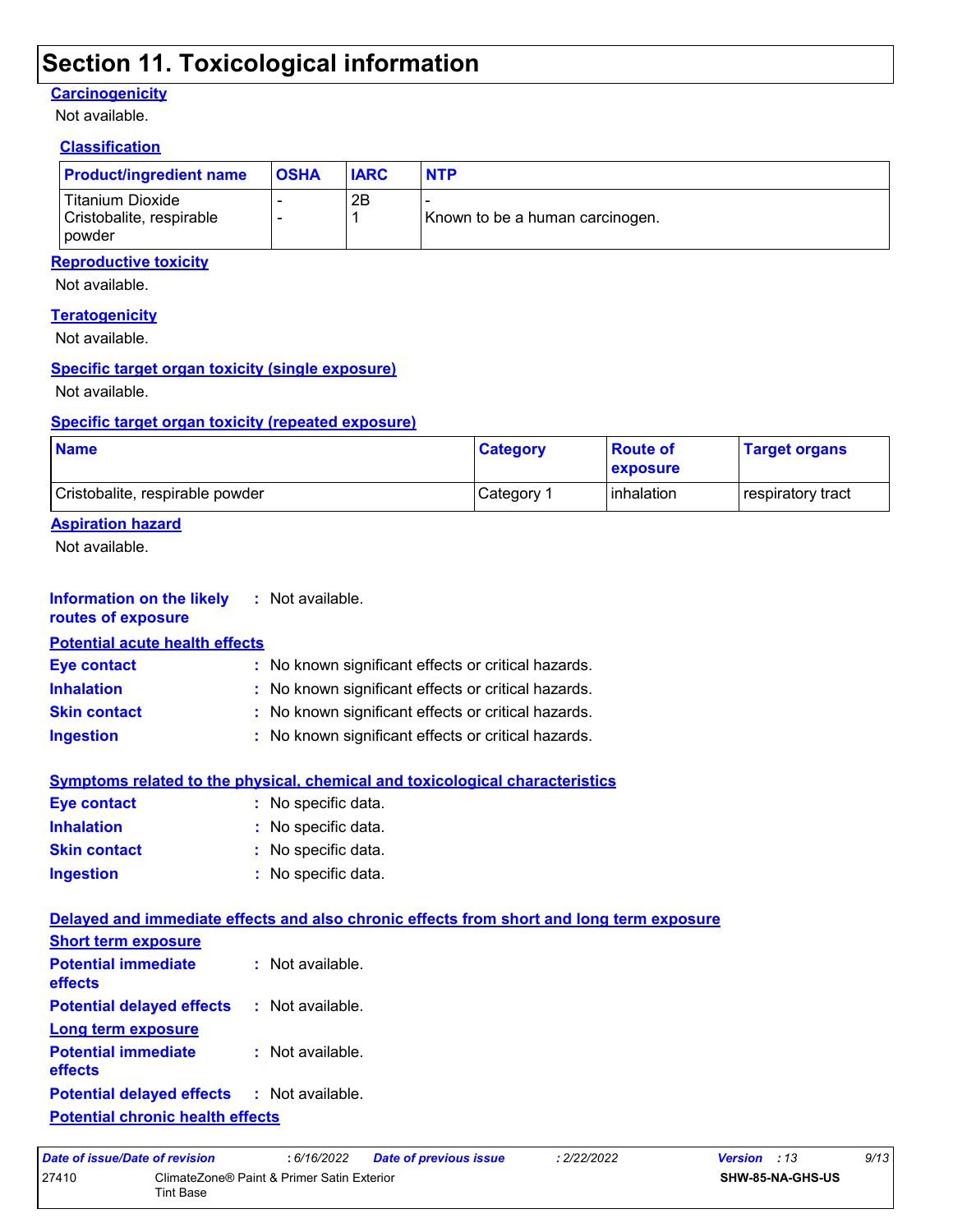# Section 11. Toxicological information

### Carcinogenicity

Not available.

### Classification

| Product/ingredient name | OSHA | IARC | NTP |
|---|---|---|---|
| Titanium Dioxide | - | 2B | - |
| Cristobalite, respirable powder | - | 1 | Known to be a human carcinogen. |

### Reproductive toxicity

Not available.

### Teratogenicity

Not available.

### Specific target organ toxicity (single exposure)

Not available.

### Specific target organ toxicity (repeated exposure)

| Name | Category | Route of exposure | Target organs |
|---|---|---|---|
| Cristobalite, respirable powder | Category 1 | inhalation | respiratory tract |

### Aspiration hazard

Not available.

**Information on the likely routes of exposure** : Not available.

### Potential acute health effects

**Eye contact** : No known significant effects or critical hazards.

**Inhalation** : No known significant effects or critical hazards.

**Skin contact** : No known significant effects or critical hazards.

**Ingestion** : No known significant effects or critical hazards.

### Symptoms related to the physical, chemical and toxicological characteristics

**Eye contact** : No specific data.

**Inhalation** : No specific data.

**Skin contact** : No specific data.

**Ingestion** : No specific data.

### Delayed and immediate effects and also chronic effects from short and long term exposure

**Short term exposure**

**Potential immediate effects** : Not available.

**Potential delayed effects** : Not available.

**Long term exposure**

**Potential immediate effects** : Not available.

**Potential delayed effects** : Not available.

### Potential chronic health effects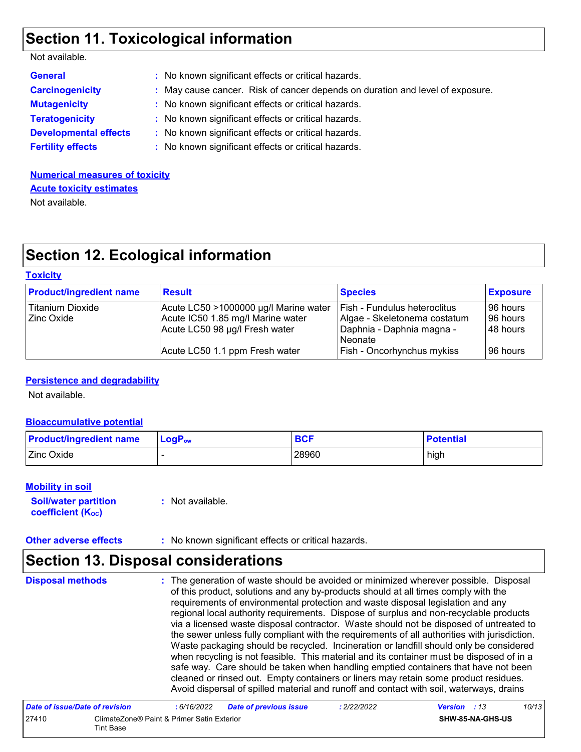## Section 11. Toxicological information

Not available.

| | | |
|---|---|---|
| **General** | : | No known significant effects or critical hazards. |
| **Carcinogenicity** | : | May cause cancer. Risk of cancer depends on duration and level of exposure. |
| **Mutagenicity** | : | No known significant effects or critical hazards. |
| **Teratogenicity** | : | No known significant effects or critical hazards. |
| **Developmental effects** | : | No known significant effects or critical hazards. |
| **Fertility effects** | : | No known significant effects or critical hazards. |

**Numerical measures of toxicity**

**Acute toxicity estimates**

Not available.

## Section 12. Ecological information

**Toxicity**

| Product/ingredient name | Result | Species | Exposure |
|---|---|---|---|
| Titanium Dioxide | Acute LC50 >1000000 µg/l Marine water | Fish - Fundulus heteroclitus | 96 hours |
| Zinc Oxide | Acute IC50 1.85 mg/l Marine water | Algae - Skeletonema costatum | 96 hours |
| | Acute LC50 98 µg/l Fresh water | Daphnia - Daphnia magna - Neonate | 48 hours |
| | Acute LC50 1.1 ppm Fresh water | Fish - Oncorhynchus mykiss | 96 hours |

**Persistence and degradability**

Not available.

**Bioaccumulative potential**

| Product/ingredient name | $LogP_{ow}$ | BCF | Potential |
|---|---|---|---|
| Zinc Oxide | - | 28960 | high |

**Mobility in soil**

| | | |
|---|---|---|
| **Soil/water partition coefficient ($K_{OC}$)** | : | Not available. |

| | | |
|---|---|---|
| **Other adverse effects** | : | No known significant effects or critical hazards. |

## Section 13. Disposal considerations

**Disposal methods** : The generation of waste should be avoided or minimized wherever possible. Disposal of this product, solutions and any by-products should at all times comply with the requirements of environmental protection and waste disposal legislation and any regional local authority requirements. Dispose of surplus and non-recyclable products via a licensed waste disposal contractor. Waste should not be disposed of untreated to the sewer unless fully compliant with the requirements of all authorities with jurisdiction. Waste packaging should be recycled. Incineration or landfill should only be considered when recycling is not feasible. This material and its container must be disposed of in a safe way. Care should be taken when handling emptied containers that have not been cleaned or rinsed out. Empty containers or liners may retain some product residues. Avoid dispersal of spilled material and runoff and contact with soil, waterways, drains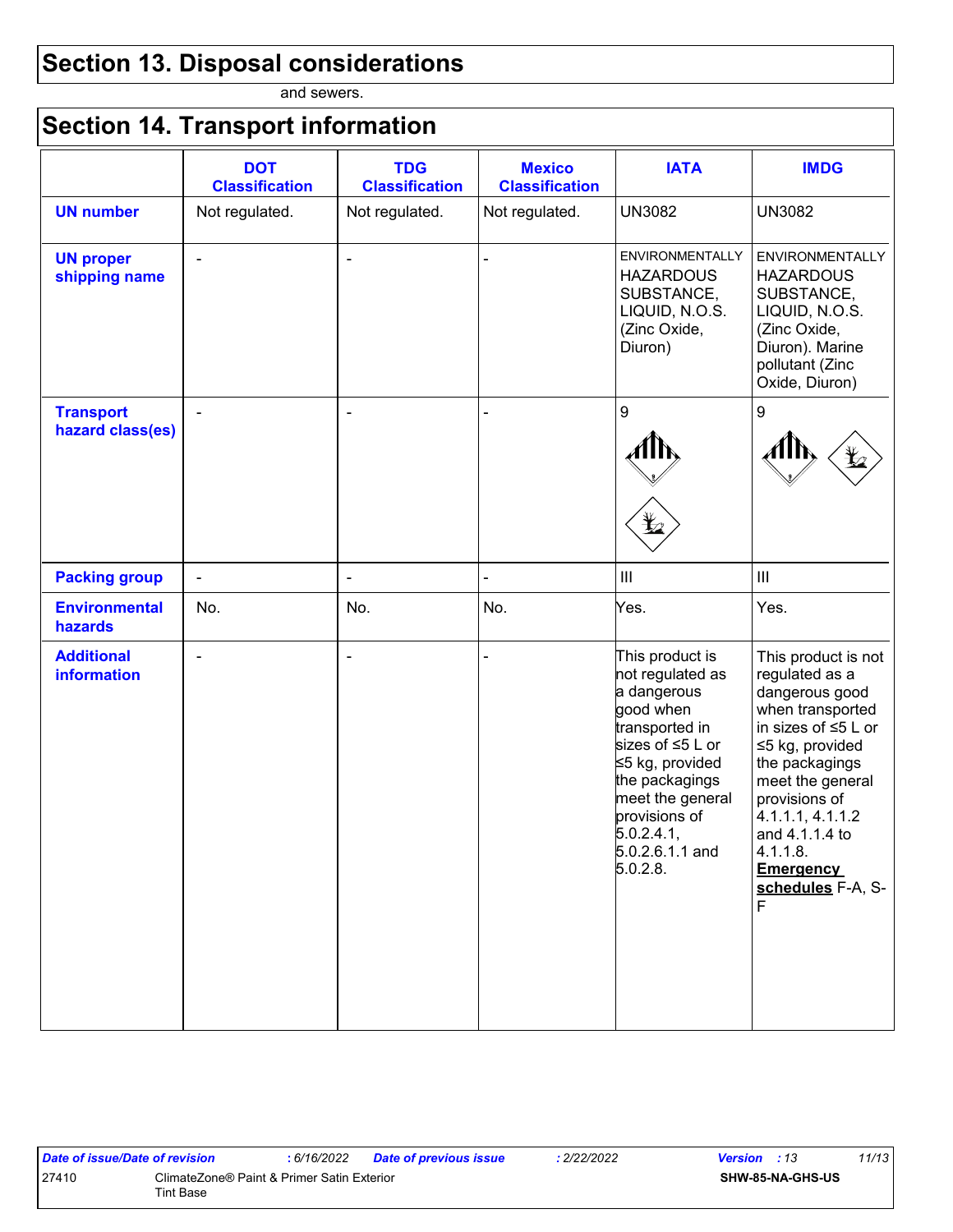# Section 13. Disposal considerations

and sewers.

# Section 14. Transport information

| | DOT Classification | TDG Classification | Mexico Classification | IATA | IMDG |
|---|---|---|---|---|---|
| **UN number** | Not regulated. | Not regulated. | Not regulated. | UN3082 | UN3082 |
| **UN proper shipping name** | - | - | - | ENVIRONMENTALLY HAZARDOUS SUBSTANCE, LIQUID, N.O.S. (Zinc Oxide, Diuron) | ENVIRONMENTALLY HAZARDOUS SUBSTANCE, LIQUID, N.O.S. (Zinc Oxide, Diuron). Marine pollutant (Zinc Oxide, Diuron) |
| **Transport hazard class(es)** | - | - | - | 9 | 9 |
| **Packing group** | - | - | - | III | III |
| **Environmental hazards** | No. | No. | No. | Yes. | Yes. |
| **Additional information** | - | - | - | This product is not regulated as a dangerous good when transported in sizes of ≤5 L or ≤5 kg, provided the packagings meet the general provisions of 5.0.2.4.1, 5.0.2.6.1.1 and 5.0.2.8. | This product is not regulated as a dangerous good when transported in sizes of ≤5 L or ≤5 kg, provided the packagings meet the general provisions of 4.1.1.1, 4.1.1.2 and 4.1.1.4 to 4.1.1.8. **Emergency schedules** F-A, S-F |

| Date of issue/Date of revision | : 6/16/2022 | Date of previous issue | : 2/22/2022 | Version | : 13 |
|---|---|---|---|---|---|
| 27410 | ClimateZone® Paint & Primer Satin Exterior Tint Base | | | SHW-85-NA-GHS-US | |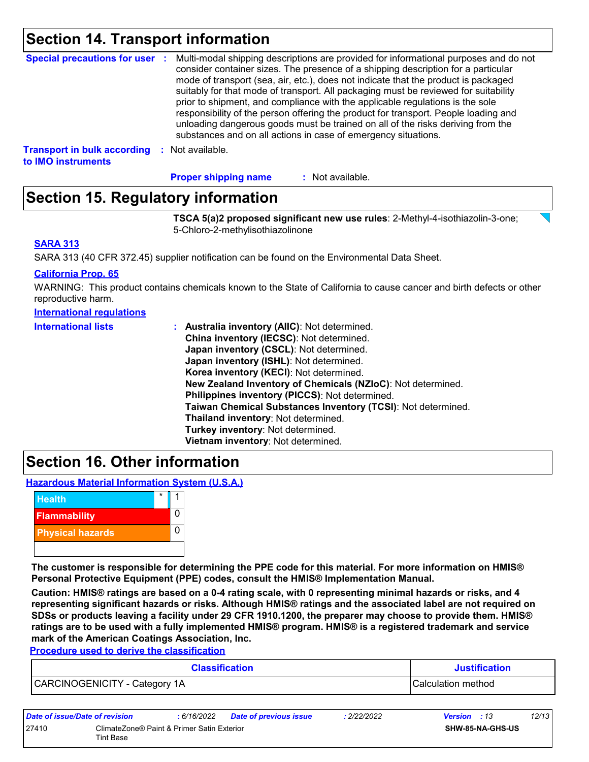## Section 14. Transport information

**Special precautions for user** : Multi-modal shipping descriptions are provided for informational purposes and do not consider container sizes. The presence of a shipping description for a particular mode of transport (sea, air, etc.), does not indicate that the product is packaged suitably for that mode of transport. All packaging must be reviewed for suitability prior to shipment, and compliance with the applicable regulations is the sole responsibility of the person offering the product for transport. People loading and unloading dangerous goods must be trained on all of the risks deriving from the substances and on all actions in case of emergency situations.

**Transport in bulk according to IMO instruments** : Not available.

**Proper shipping name** : Not available.

## Section 15. Regulatory information

**TSCA 5(a)2 proposed significant new use rules**: 2-Methyl-4-isothiazolin-3-one; 5-Chloro-2-methylisothiazolinone

**SARA 313**

SARA 313 (40 CFR 372.45) supplier notification can be found on the Environmental Data Sheet.

**California Prop. 65**

WARNING: This product contains chemicals known to the State of California to cause cancer and birth defects or other reproductive harm.

**International regulations**

**International lists** :
**Australia inventory (AIIC)**: Not determined.
**China inventory (IECSC)**: Not determined.
**Japan inventory (CSCL)**: Not determined.
**Japan inventory (ISHL)**: Not determined.
**Korea inventory (KECI)**: Not determined.
**New Zealand Inventory of Chemicals (NZIoC)**: Not determined.
**Philippines inventory (PICCS)**: Not determined.
**Taiwan Chemical Substances Inventory (TCSI)**: Not determined.
**Thailand inventory**: Not determined.
**Turkey inventory**: Not determined.
**Vietnam inventory**: Not determined.

## Section 16. Other information

**Hazardous Material Information System (U.S.A.)**

| | | |
|---|---|---|
| Health | * | 1 |
| Flammability | | 0 |
| Physical hazards | | 0 |

**The customer is responsible for determining the PPE code for this material. For more information on HMIS® Personal Protective Equipment (PPE) codes, consult the HMIS® Implementation Manual.**

**Caution: HMIS® ratings are based on a 0-4 rating scale, with 0 representing minimal hazards or risks, and 4 representing significant hazards or risks. Although HMIS® ratings and the associated label are not required on SDSs or products leaving a facility under 29 CFR 1910.1200, the preparer may choose to provide them. HMIS® ratings are to be used with a fully implemented HMIS® program. HMIS® is a registered trademark and service mark of the American Coatings Association, Inc.**

**Procedure used to derive the classification**

| Classification | Justification |
|---|---|
| CARCINOGENICITY - Category 1A | Calculation method |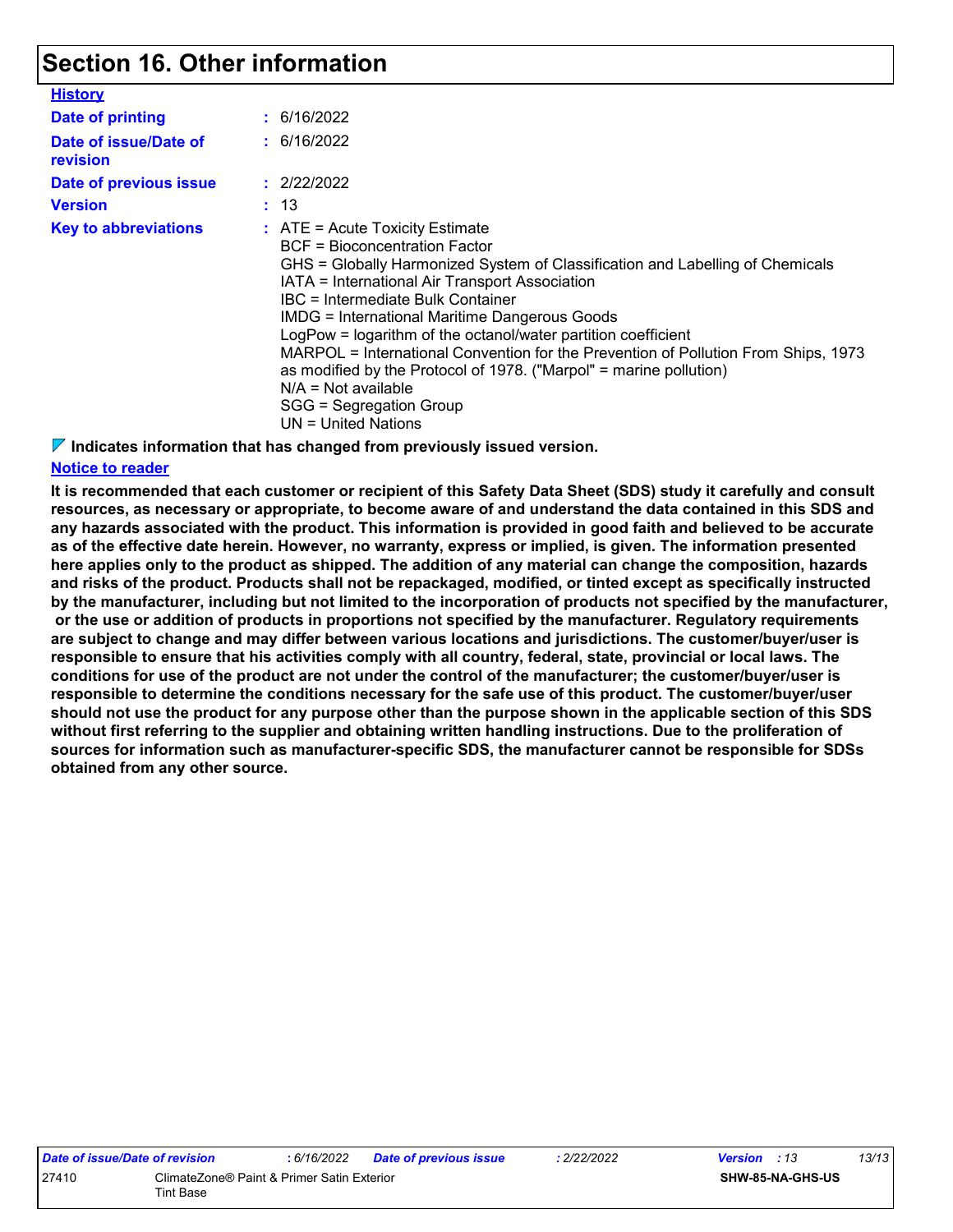# Section 16. Other information

**History**

| | |
|---|---|
| **Date of printing** | : 6/16/2022 |
| **Date of issue/Date of revision** | : 6/16/2022 |
| **Date of previous issue** | : 2/22/2022 |
| **Version** | : 13 |
| **Key to abbreviations** | : ATE = Acute Toxicity Estimate<br>BCF = Bioconcentration Factor<br>GHS = Globally Harmonized System of Classification and Labelling of Chemicals<br>IATA = International Air Transport Association<br>IBC = Intermediate Bulk Container<br>IMDG = International Maritime Dangerous Goods<br>LogPow = logarithm of the octanol/water partition coefficient<br>MARPOL = International Convention for the Prevention of Pollution From Ships, 1973 as modified by the Protocol of 1978. ("Marpol" = marine pollution)<br>N/A = Not available<br>SGG = Segregation Group<br>UN = United Nations |

**Indicates information that has changed from previously issued version.**

**Notice to reader**

**It is recommended that each customer or recipient of this Safety Data Sheet (SDS) study it carefully and consult resources, as necessary or appropriate, to become aware of and understand the data contained in this SDS and any hazards associated with the product. This information is provided in good faith and believed to be accurate as of the effective date herein. However, no warranty, express or implied, is given. The information presented here applies only to the product as shipped. The addition of any material can change the composition, hazards and risks of the product. Products shall not be repackaged, modified, or tinted except as specifically instructed by the manufacturer, including but not limited to the incorporation of products not specified by the manufacturer, or the use or addition of products in proportions not specified by the manufacturer. Regulatory requirements are subject to change and may differ between various locations and jurisdictions. The customer/buyer/user is responsible to ensure that his activities comply with all country, federal, state, provincial or local laws. The conditions for use of the product are not under the control of the manufacturer; the customer/buyer/user is responsible to determine the conditions necessary for the safe use of this product. The customer/buyer/user should not use the product for any purpose other than the purpose shown in the applicable section of this SDS without first referring to the supplier and obtaining written handling instructions. Due to the proliferation of sources for information such as manufacturer-specific SDS, the manufacturer cannot be responsible for SDSs obtained from any other source.**